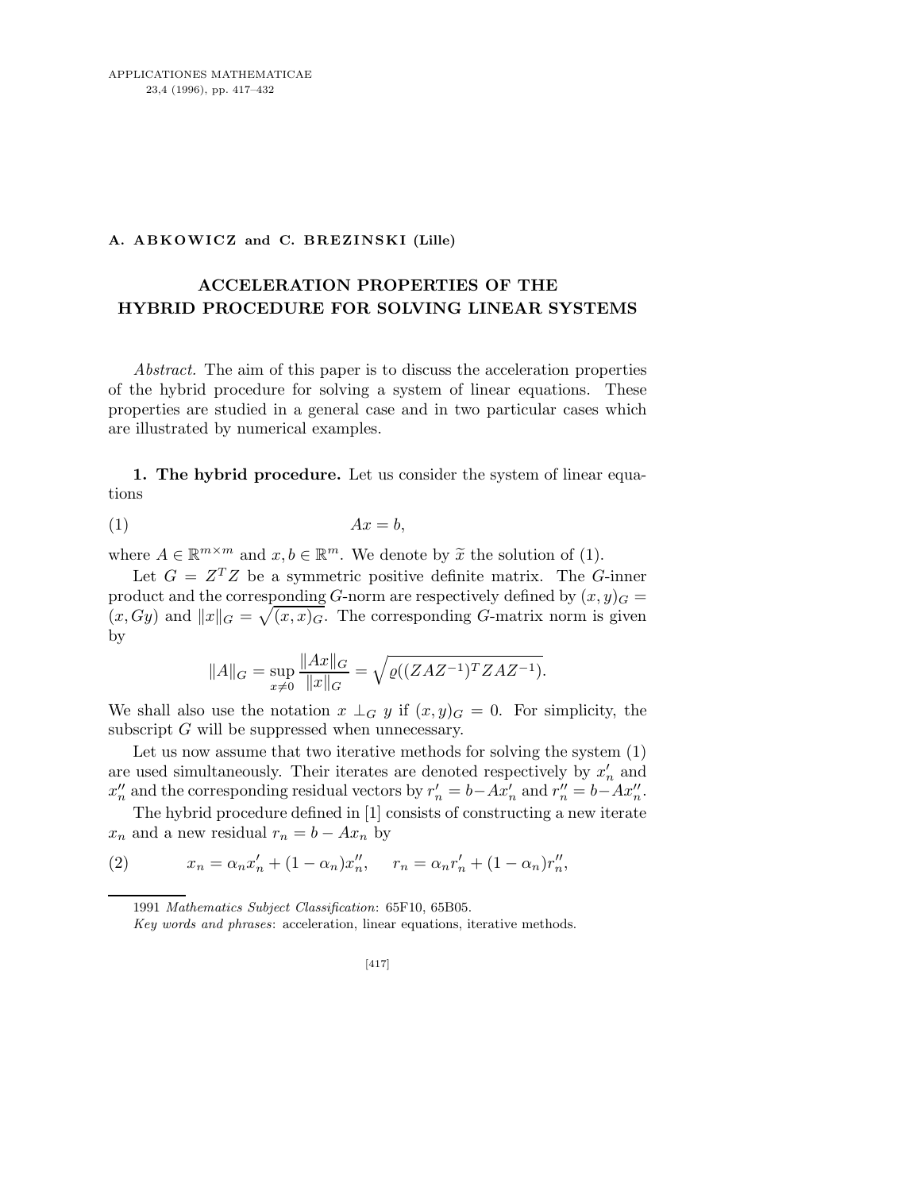**A. ABKOWICZ and C. BREZINSKI (Lille)**

# ACCELERATION PROPERTIES OF THE HYBRID PROCEDURE FOR SOLVING LINEAR SYSTEMS

*Abstract.* The aim of this paper is to discuss the acceleration properties of the hybrid procedure for solving a system of linear equations. These properties are studied in a general case and in two particular cases which are illustrated by numerical examples.

**1. The hybrid procedure.** Let us consider the system of linear equations

$$Ax = b, \tag{1}$$

where $A \in \mathbb{R}^{m\times m}$ and $x, b \in \mathbb{R}^m$. We denote by $\widetilde{x}$ the solution of (1).

Let $G = Z^T Z$ be a symmetric positive definite matrix. The $G$-inner product and the corresponding $G$-norm are respectively defined by $(x, y)_G = (x, Gy)$ and $\|x\|_G = \sqrt{(x, x)_G}$. The corresponding $G$-matrix norm is given by

$$\|A\|_G = \sup_{x\neq 0} \frac{\|Ax\|_G}{\|x\|_G} = \sqrt{\varrho((ZAZ^{-1})^T ZAZ^{-1})}.$$

We shall also use the notation $x \perp_G y$ if $(x, y)_G = 0$. For simplicity, the subscript $G$ will be suppressed when unnecessary.

Let us now assume that two iterative methods for solving the system (1) are used simultaneously. Their iterates are denoted respectively by $x'_n$ and $x''_n$ and the corresponding residual vectors by $r'_n = b - Ax'_n$ and $r''_n = b - Ax''_n$.

The hybrid procedure defined in [1] consists of constructing a new iterate $x_n$ and a new residual $r_n = b - Ax_n$ by

$$x_n = \alpha_n x'_n + (1 - \alpha_n)x''_n, \qquad r_n = \alpha_n r'_n + (1 - \alpha_n)r''_n, \tag{2}$$

---

1991 *Mathematics Subject Classification*: 65F10, 65B05.

*Key words and phrases*: acceleration, linear equations, iterative methods.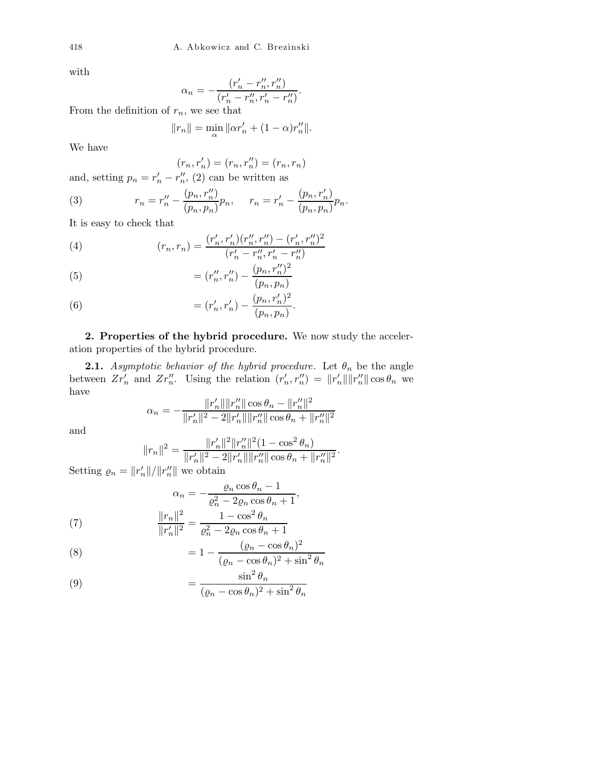with

$$\alpha_n = -\frac{(r_n' - r_n'', r_n'')}{(r_n' - r_n'', r_n' - r_n'')}.$$

From the definition of $r_n$, we see that

$$\|r_n\| = \min_{\alpha} \|\alpha r_n' + (1-\alpha) r_n''\|.$$

We have

$$(r_n, r_n') = (r_n, r_n'') = (r_n, r_n)$$

and, setting $p_n = r_n' - r_n''$, (2) can be written as

$$r_n = r_n'' - \frac{(p_n, r_n'')}{(p_n, p_n)} p_n, \qquad r_n = r_n' - \frac{(p_n, r_n')}{(p_n, p_n)} p_n. \tag{3}$$

It is easy to check that

$$(r_n, r_n) = \frac{(r_n', r_n')(r_n'', r_n'') - (r_n', r_n'')^2}{(r_n' - r_n'', r_n' - r_n'')} \tag{4}$$

$$= (r_n'', r_n'') - \frac{(p_n, r_n'')^2}{(p_n, p_n)} \tag{5}$$

$$= (r_n', r_n') - \frac{(p_n, r_n')^2}{(p_n, p_n)}. \tag{6}$$

**2. Properties of the hybrid procedure.** We now study the acceleration properties of the hybrid procedure.

**2.1.** *Asymptotic behavior of the hybrid procedure*. Let $\theta_n$ be the angle between $Zr_n'$ and $Zr_n''$. Using the relation $(r_n', r_n'') = \|r_n'\|\|r_n''\|\cos\theta_n$ we have

$$\alpha_n = -\frac{\|r_n'\|\|r_n''\|\cos\theta_n - \|r_n''\|^2}{\|r_n'\|^2 - 2\|r_n'\|\|r_n''\|\cos\theta_n + \|r_n''\|^2}$$

and

$$\|r_n\|^2 = \frac{\|r_n'\|^2\|r_n''\|^2(1-\cos^2\theta_n)}{\|r_n'\|^2 - 2\|r_n'\|\|r_n''\|\cos\theta_n + \|r_n''\|^2}.$$

Setting $\varrho_n = \|r_n'\|/\|r_n''\|$ we obtain

$$\alpha_n = -\frac{\varrho_n\cos\theta_n - 1}{\varrho_n^2 - 2\varrho_n\cos\theta_n + 1},$$

$$\frac{\|r_n\|^2}{\|r_n'\|^2} = \frac{1-\cos^2\theta_n}{\varrho_n^2 - 2\varrho_n\cos\theta_n + 1} \tag{7}$$

$$= 1 - \frac{(\varrho_n - \cos\theta_n)^2}{(\varrho_n - \cos\theta_n)^2 + \sin^2\theta_n} \tag{8}$$

$$= \frac{\sin^2\theta_n}{(\varrho_n - \cos\theta_n)^2 + \sin^2\theta_n} \tag{9}$$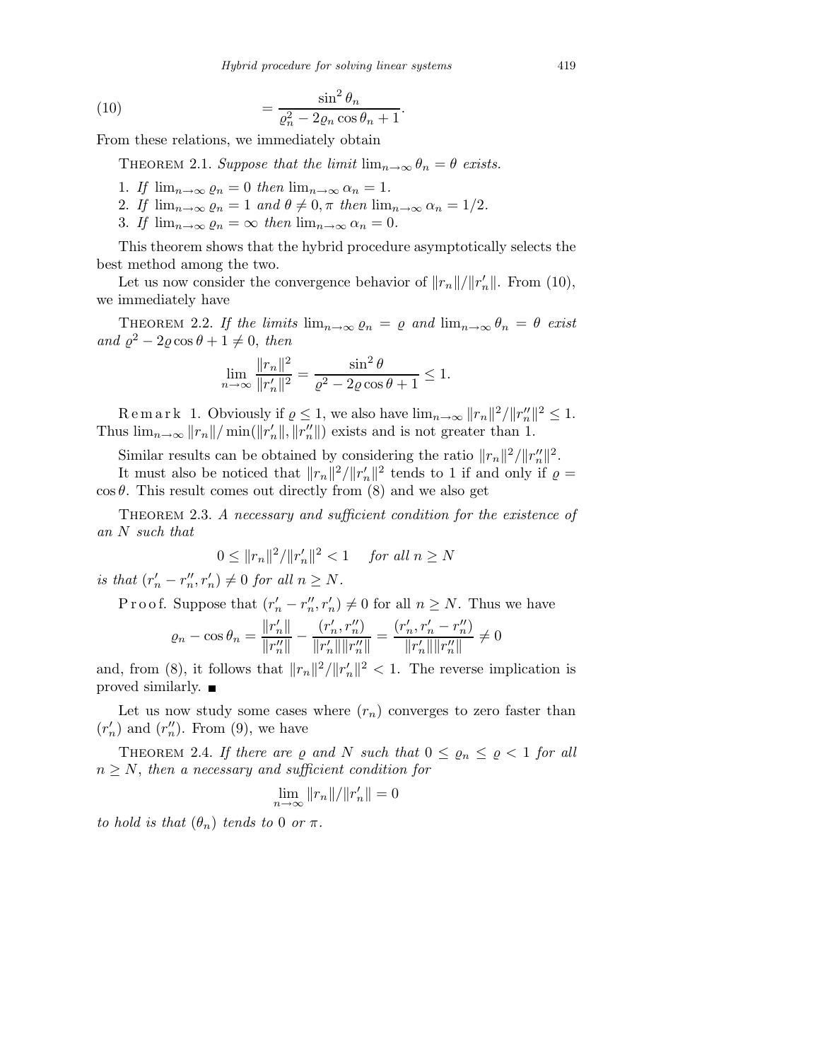$$= \frac{\sin^2 \theta_n}{\varrho_n^2 - 2\varrho_n \cos\theta_n + 1}. \tag{10}$$

From these relations, we immediately obtain

THEOREM 2.1. *Suppose that the limit $\lim_{n\to\infty} \theta_n = \theta$ exists.*

1. *If $\lim_{n\to\infty} \varrho_n = 0$ then $\lim_{n\to\infty} \alpha_n = 1$.*
2. *If $\lim_{n\to\infty} \varrho_n = 1$ and $\theta \neq 0, \pi$ then $\lim_{n\to\infty} \alpha_n = 1/2$.*
3. *If $\lim_{n\to\infty} \varrho_n = \infty$ then $\lim_{n\to\infty} \alpha_n = 0$.*

This theorem shows that the hybrid procedure asymptotically selects the best method among the two.

Let us now consider the convergence behavior of $\|r_n\|/\|r'_n\|$. From (10), we immediately have

THEOREM 2.2. *If the limits $\lim_{n\to\infty} \varrho_n = \varrho$ and $\lim_{n\to\infty} \theta_n = \theta$ exist and $\varrho^2 - 2\varrho\cos\theta + 1 \neq 0$, then*

$$\lim_{n\to\infty} \frac{\|r_n\|^2}{\|r'_n\|^2} = \frac{\sin^2\theta}{\varrho^2 - 2\varrho\cos\theta + 1} \leq 1.$$

Remark 1. Obviously if $\varrho \leq 1$, we also have $\lim_{n\to\infty} \|r_n\|^2/\|r''_n\|^2 \leq 1$. Thus $\lim_{n\to\infty} \|r_n\|/\min(\|r'_n\|, \|r''_n\|)$ exists and is not greater than 1.

Similar results can be obtained by considering the ratio $\|r_n\|^2/\|r''_n\|^2$.

It must also be noticed that $\|r_n\|^2/\|r'_n\|^2$ tends to 1 if and only if $\varrho = \cos\theta$. This result comes out directly from (8) and we also get

THEOREM 2.3. *A necessary and sufficient condition for the existence of an $N$ such that*

$$0 \leq \|r_n\|^2/\|r'_n\|^2 < 1 \quad \text{for all } n \geq N$$

*is that $(r'_n - r''_n, r'_n) \neq 0$ for all $n \geq N$.*

Proof. Suppose that $(r'_n - r''_n, r'_n) \neq 0$ for all $n \geq N$. Thus we have

$$\varrho_n - \cos\theta_n = \frac{\|r'_n\|}{\|r''_n\|} - \frac{(r'_n, r''_n)}{\|r'_n\|\|r''_n\|} = \frac{(r'_n, r'_n - r''_n)}{\|r'_n\|\|r''_n\|} \neq 0$$

and, from (8), it follows that $\|r_n\|^2/\|r'_n\|^2 < 1$. The reverse implication is proved similarly. ■

Let us now study some cases where $(r_n)$ converges to zero faster than $(r'_n)$ and $(r''_n)$. From (9), we have

THEOREM 2.4. *If there are $\varrho$ and $N$ such that $0 \leq \varrho_n \leq \varrho < 1$ for all $n \geq N$, then a necessary and sufficient condition for*

$$\lim_{n\to\infty} \|r_n\|/\|r'_n\| = 0$$

*to hold is that $(\theta_n)$ tends to 0 or $\pi$.*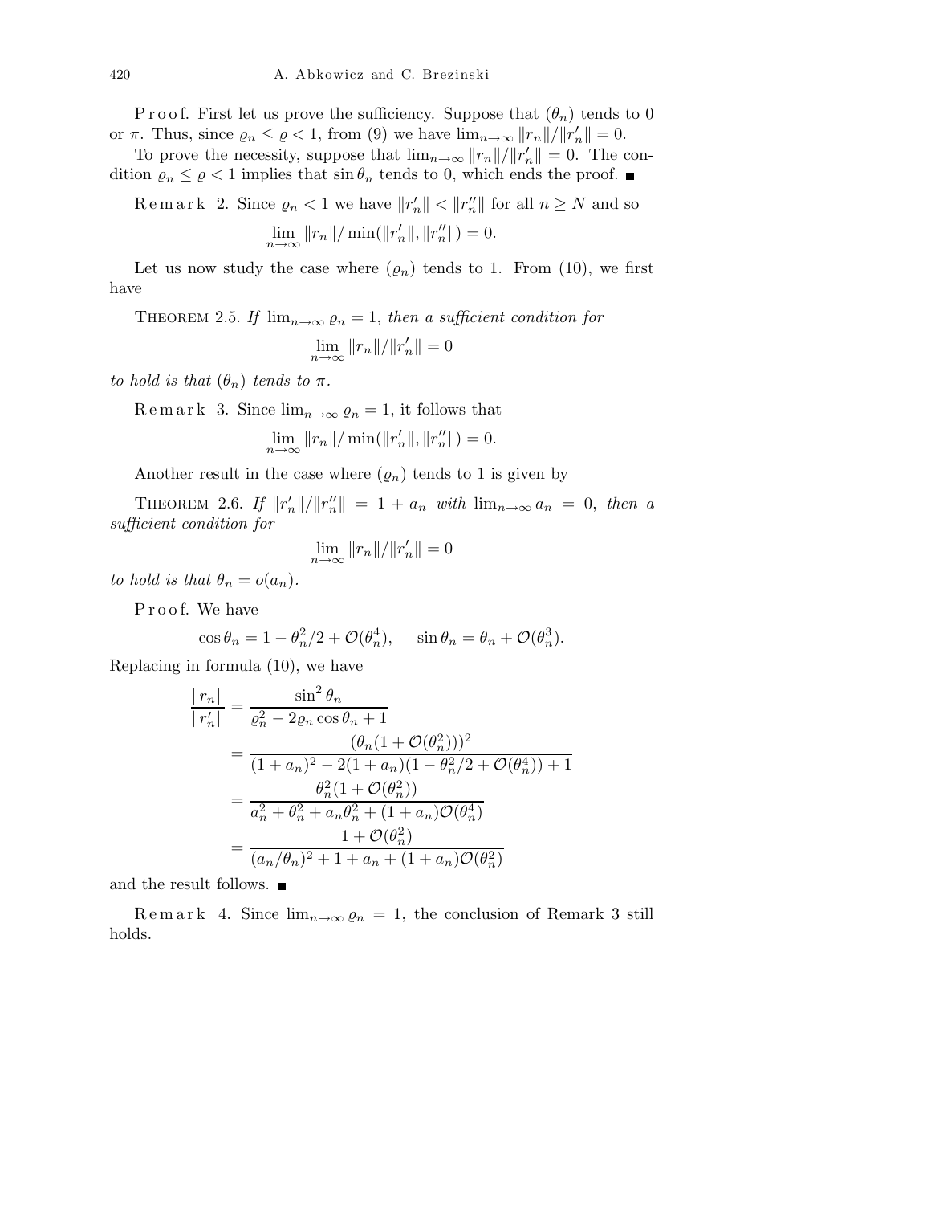Proof. First let us prove the sufficiency. Suppose that $(\theta_n)$ tends to 0 or $\pi$. Thus, since $\varrho_n \le \varrho < 1$, from (9) we have $\lim_{n\to\infty} \|r_n\|/\|r_n'\| = 0$.

To prove the necessity, suppose that $\lim_{n\to\infty} \|r_n\|/\|r_n'\| = 0$. The condition $\varrho_n \le \varrho < 1$ implies that $\sin\theta_n$ tends to 0, which ends the proof. ∎

Remark 2. Since $\varrho_n < 1$ we have $\|r_n'\| < \|r_n''\|$ for all $n \ge N$ and so

$$\lim_{n\to\infty} \|r_n\|/\min(\|r_n'\|, \|r_n''\|) = 0.$$

Let us now study the case where $(\varrho_n)$ tends to 1. From (10), we first have

**Theorem 2.5.** *If $\lim_{n\to\infty} \varrho_n = 1$, then a sufficient condition for*

$$\lim_{n\to\infty} \|r_n\|/\|r_n'\| = 0$$

*to hold is that $(\theta_n)$ tends to $\pi$.*

Remark 3. Since $\lim_{n\to\infty} \varrho_n = 1$, it follows that

$$\lim_{n\to\infty} \|r_n\|/\min(\|r_n'\|, \|r_n''\|) = 0.$$

Another result in the case where $(\varrho_n)$ tends to 1 is given by

**Theorem 2.6.** *If $\|r_n'\|/\|r_n''\| = 1 + a_n$ with $\lim_{n\to\infty} a_n = 0$, then a sufficient condition for*

$$\lim_{n\to\infty} \|r_n\|/\|r_n'\| = 0$$

*to hold is that $\theta_n = o(a_n)$.*

Proof. We have

$$\cos\theta_n = 1 - \theta_n^2/2 + \mathcal{O}(\theta_n^4), \qquad \sin\theta_n = \theta_n + \mathcal{O}(\theta_n^3).$$

Replacing in formula (10), we have

$$\begin{aligned}
\frac{\|r_n\|}{\|r_n'\|} &= \frac{\sin^2\theta_n}{\varrho_n^2 - 2\varrho_n\cos\theta_n + 1} \\
&= \frac{(\theta_n(1+\mathcal{O}(\theta_n^2)))^2}{(1+a_n)^2 - 2(1+a_n)(1-\theta_n^2/2+\mathcal{O}(\theta_n^4)) + 1} \\
&= \frac{\theta_n^2(1+\mathcal{O}(\theta_n^2))}{a_n^2 + \theta_n^2 + a_n\theta_n^2 + (1+a_n)\mathcal{O}(\theta_n^4)} \\
&= \frac{1+\mathcal{O}(\theta_n^2)}{(a_n/\theta_n)^2 + 1 + a_n + (1+a_n)\mathcal{O}(\theta_n^2)}
\end{aligned}$$

and the result follows. ∎

Remark 4. Since $\lim_{n\to\infty} \varrho_n = 1$, the conclusion of Remark 3 still holds.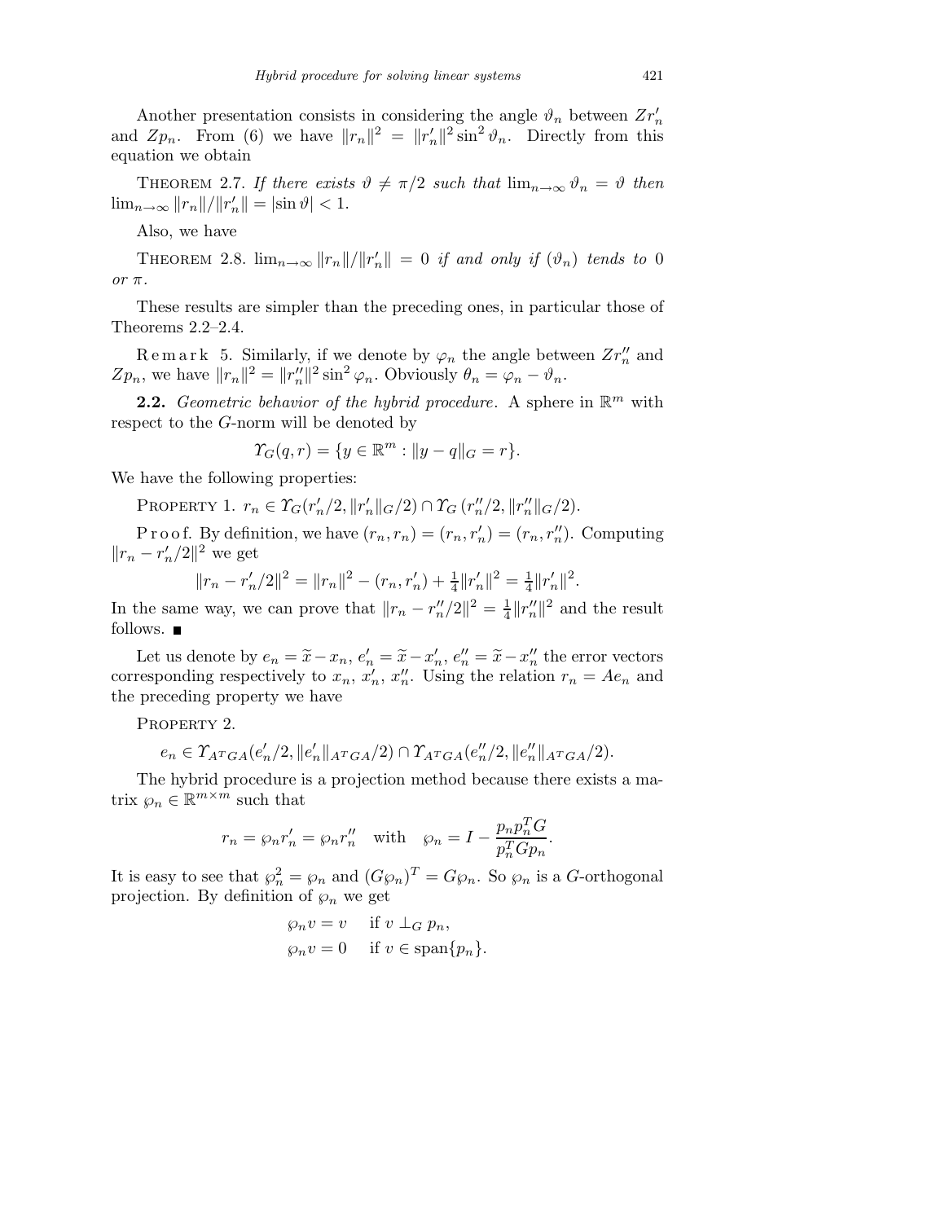Another presentation consists in considering the angle $\vartheta_n$ between $Zr'_n$ and $Zp_n$. From (6) we have $\|r_n\|^2 = \|r'_n\|^2 \sin^2 \vartheta_n$. Directly from this equation we obtain

Theorem 2.7. *If there exists $\vartheta \neq \pi/2$ such that $\lim_{n\to\infty} \vartheta_n = \vartheta$ then $\lim_{n\to\infty} \|r_n\|/\|r'_n\| = |\sin\vartheta| < 1$.*

Also, we have

Theorem 2.8. *$\lim_{n\to\infty} \|r_n\|/\|r'_n\| = 0$ if and only if $(\vartheta_n)$ tends to $0$ or $\pi$.*

These results are simpler than the preceding ones, in particular those of Theorems 2.2–2.4.

Remark 5. Similarly, if we denote by $\varphi_n$ the angle between $Zr''_n$ and $Zp_n$, we have $\|r_n\|^2 = \|r''_n\|^2 \sin^2 \varphi_n$. Obviously $\theta_n = \varphi_n - \vartheta_n$.

**2.2.** *Geometric behavior of the hybrid procedure*. A sphere in $\mathbb{R}^m$ with respect to the $G$-norm will be denoted by

$$\varUpsilon_G(q, r) = \{y \in \mathbb{R}^m : \|y - q\|_G = r\}.$$

We have the following properties:

Property 1. $r_n \in \varUpsilon_G(r'_n/2, \|r'_n\|_G/2) \cap \varUpsilon_G(r''_n/2, \|r''_n\|_G/2)$.

Proof. By definition, we have $(r_n, r_n) = (r_n, r'_n) = (r_n, r''_n)$. Computing $\|r_n - r'_n/2\|^2$ we get

$$\|r_n - r'_n/2\|^2 = \|r_n\|^2 - (r_n, r'_n) + \tfrac{1}{4}\|r'_n\|^2 = \tfrac{1}{4}\|r'_n\|^2.$$

In the same way, we can prove that $\|r_n - r''_n/2\|^2 = \frac{1}{4}\|r''_n\|^2$ and the result follows. ∎

Let us denote by $e_n = \widetilde{x} - x_n$, $e'_n = \widetilde{x} - x'_n$, $e''_n = \widetilde{x} - x''_n$ the error vectors corresponding respectively to $x_n$, $x'_n$, $x''_n$. Using the relation $r_n = Ae_n$ and the preceding property we have

Property 2.

$$e_n \in \varUpsilon_{A^TGA}(e'_n/2, \|e'_n\|_{A^TGA}/2) \cap \varUpsilon_{A^TGA}(e''_n/2, \|e''_n\|_{A^TGA}/2).$$

The hybrid procedure is a projection method because there exists a matrix $\wp_n \in \mathbb{R}^{m\times m}$ such that

$$r_n = \wp_n r'_n = \wp_n r''_n \quad \text{with} \quad \wp_n = I - \frac{p_n p_n^T G}{p_n^T G p_n}.$$

It is easy to see that $\wp_n^2 = \wp_n$ and $(G\wp_n)^T = G\wp_n$. So $\wp_n$ is a $G$-orthogonal projection. By definition of $\wp_n$ we get

$$\begin{aligned} \wp_n v &= v \quad \text{if } v \perp_G p_n, \\ \wp_n v &= 0 \quad \text{if } v \in \operatorname{span}\{p_n\}. \end{aligned}$$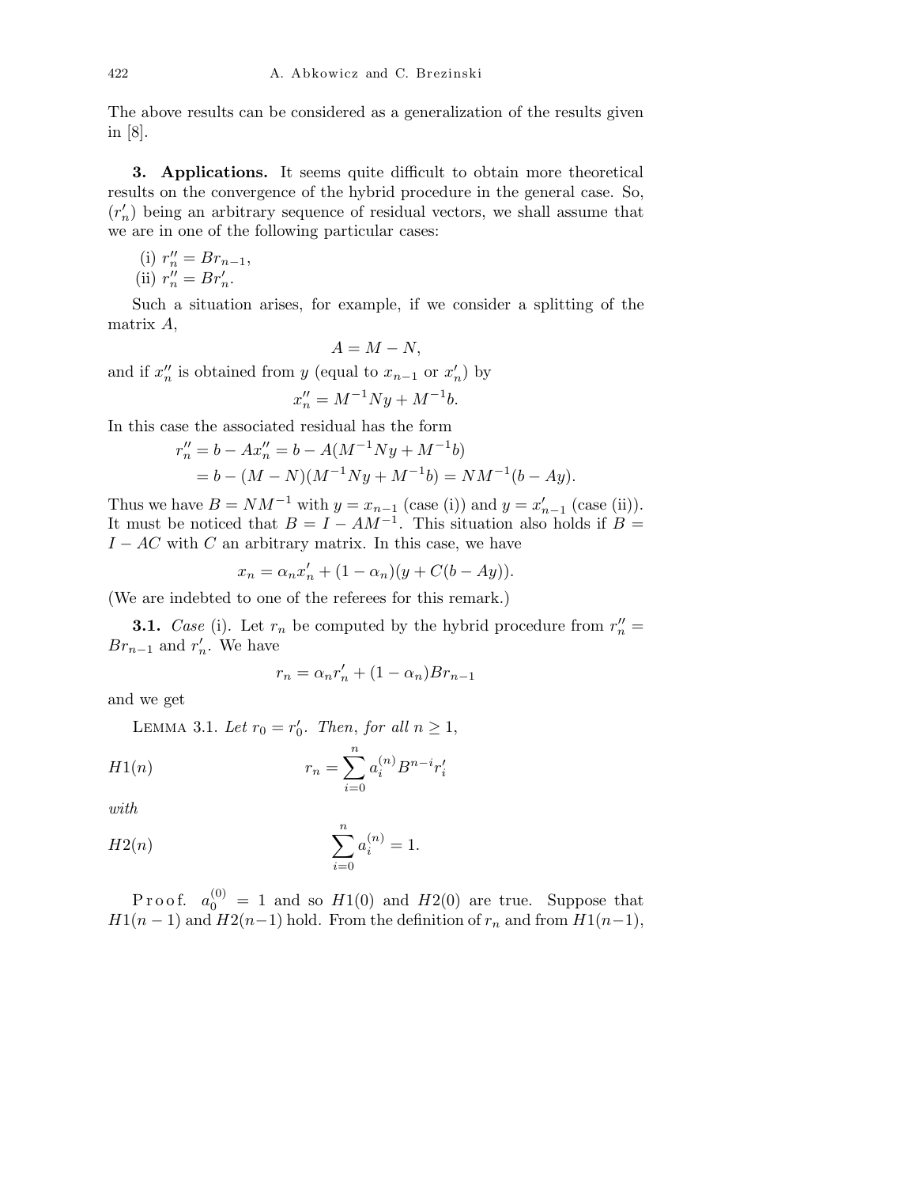The above results can be considered as a generalization of the results given in [8].

## 3. Applications.

It seems quite difficult to obtain more theoretical results on the convergence of the hybrid procedure in the general case. So, $(r'_n)$ being an arbitrary sequence of residual vectors, we shall assume that we are in one of the following particular cases:

(i) $r''_n = Br_{n-1}$,
(ii) $r''_n = Br'_n$.

Such a situation arises, for example, if we consider a splitting of the matrix $A$,

$$A = M - N,$$

and if $x''_n$ is obtained from $y$ (equal to $x_{n-1}$ or $x'_n$) by

$$x''_n = M^{-1}Ny + M^{-1}b.$$

In this case the associated residual has the form

$$\begin{aligned} r''_n = b - Ax''_n &= b - A(M^{-1}Ny + M^{-1}b) \\ &= b - (M - N)(M^{-1}Ny + M^{-1}b) = NM^{-1}(b - Ay). \end{aligned}$$

Thus we have $B = NM^{-1}$ with $y = x_{n-1}$ (case (i)) and $y = x'_{n-1}$ (case (ii)). It must be noticed that $B = I - AM^{-1}$. This situation also holds if $B = I - AC$ with $C$ an arbitrary matrix. In this case, we have

$$x_n = \alpha_n x'_n + (1 - \alpha_n)(y + C(b - Ay)).$$

(We are indebted to one of the referees for this remark.)

**3.1.** *Case* (i). Let $r_n$ be computed by the hybrid procedure from $r''_n = Br_{n-1}$ and $r'_n$. We have

$$r_n = \alpha_n r'_n + (1 - \alpha_n)Br_{n-1}$$

and we get

Lemma 3.1. *Let $r_0 = r'_0$. Then, for all $n \geq 1$,*

$$H1(n) \qquad r_n = \sum_{i=0}^{n} a_i^{(n)} B^{n-i} r'_i$$

*with*

$$H2(n) \qquad \sum_{i=0}^{n} a_i^{(n)} = 1.$$

Proof. $a_0^{(0)} = 1$ and so $H1(0)$ and $H2(0)$ are true. Suppose that $H1(n-1)$ and $H2(n-1)$ hold. From the definition of $r_n$ and from $H1(n-1)$,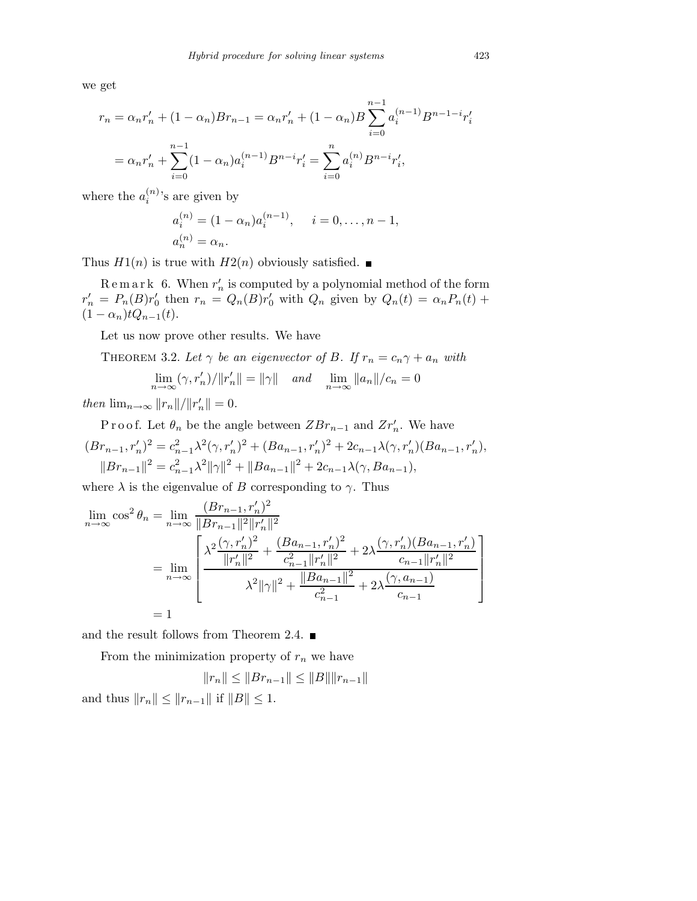we get

$$r_n = \alpha_n r'_n + (1-\alpha_n) B r_{n-1} = \alpha_n r'_n + (1-\alpha_n) B \sum_{i=0}^{n-1} a_i^{(n-1)} B^{n-1-i} r'_i$$

$$= \alpha_n r'_n + \sum_{i=0}^{n-1} (1-\alpha_n) a_i^{(n-1)} B^{n-i} r'_i = \sum_{i=0}^{n} a_i^{(n)} B^{n-i} r'_i,$$

where the $a_i^{(n)}$'s are given by

$$a_i^{(n)} = (1-\alpha_n) a_i^{(n-1)}, \quad i = 0, \dots, n-1,$$
$$a_n^{(n)} = \alpha_n.$$

Thus $H1(n)$ is true with $H2(n)$ obviously satisfied. ■

Remark 6. When $r'_n$ is computed by a polynomial method of the form $r'_n = P_n(B) r'_0$ then $r_n = Q_n(B) r'_0$ with $Q_n$ given by $Q_n(t) = \alpha_n P_n(t) + (1-\alpha_n) t Q_{n-1}(t)$.

Let us now prove other results. We have

THEOREM 3.2. *Let $\gamma$ be an eigenvector of $B$. If $r_n = c_n \gamma + a_n$ with*

$$\lim_{n\to\infty} (\gamma, r'_n)/\|r'_n\| = \|\gamma\| \quad \textit{and} \quad \lim_{n\to\infty} \|a_n\|/c_n = 0$$

*then* $\lim_{n\to\infty} \|r_n\|/\|r'_n\| = 0$.

Proof. Let $\theta_n$ be the angle between $ZBr_{n-1}$ and $Zr'_n$. We have

$$(Br_{n-1}, r'_n)^2 = c_{n-1}^2 \lambda^2 (\gamma, r'_n)^2 + (Ba_{n-1}, r'_n)^2 + 2c_{n-1}\lambda(\gamma, r'_n)(Ba_{n-1}, r'_n),$$
$$\|Br_{n-1}\|^2 = c_{n-1}^2 \lambda^2 \|\gamma\|^2 + \|Ba_{n-1}\|^2 + 2c_{n-1}\lambda(\gamma, Ba_{n-1}),$$

where $\lambda$ is the eigenvalue of $B$ corresponding to $\gamma$. Thus

$$\lim_{n\to\infty} \cos^2\theta_n = \lim_{n\to\infty} \frac{(Br_{n-1}, r'_n)^2}{\|Br_{n-1}\|^2 \|r'_n\|^2}$$
$$= \lim_{n\to\infty} \left[ \frac{\lambda^2 \dfrac{(\gamma, r'_n)^2}{\|r'_n\|^2} + \dfrac{(Ba_{n-1}, r'_n)^2}{c_{n-1}^2 \|r'_n\|^2} + 2\lambda \dfrac{(\gamma, r'_n)(Ba_{n-1}, r'_n)}{c_{n-1}\|r'_n\|^2}}{\lambda^2 \|\gamma\|^2 + \dfrac{\|Ba_{n-1}\|^2}{c_{n-1}^2} + 2\lambda \dfrac{(\gamma, a_{n-1})}{c_{n-1}}} \right]$$
$$= 1$$

and the result follows from Theorem 2.4. ■

From the minimization property of $r_n$ we have

$$\|r_n\| \le \|Br_{n-1}\| \le \|B\| \|r_{n-1}\|$$

and thus $\|r_n\| \le \|r_{n-1}\|$ if $\|B\| \le 1$.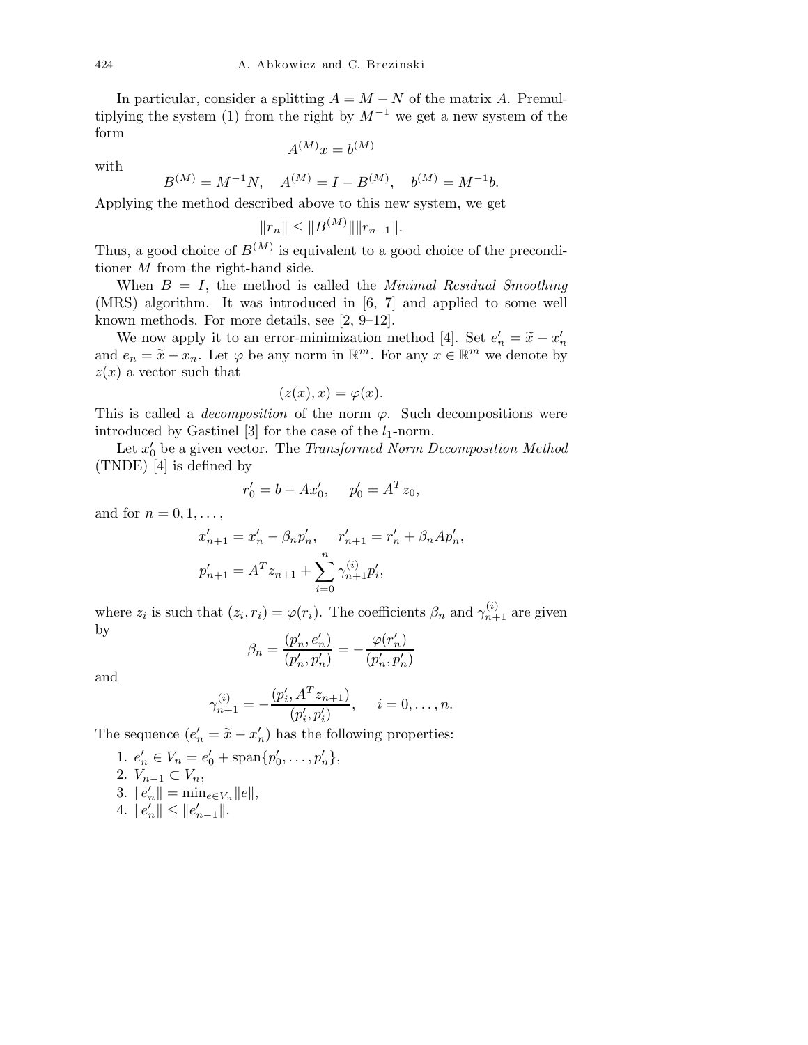In particular, consider a splitting $A = M - N$ of the matrix $A$. Premultiplying the system (1) from the right by $M^{-1}$ we get a new system of the form

$$A^{(M)}x = b^{(M)}$$

with

$$B^{(M)} = M^{-1}N, \quad A^{(M)} = I - B^{(M)}, \quad b^{(M)} = M^{-1}b.$$

Applying the method described above to this new system, we get

$$\|r_n\| \leq \|B^{(M)}\|\|r_{n-1}\|.$$

Thus, a good choice of $B^{(M)}$ is equivalent to a good choice of the preconditioner $M$ from the right-hand side.

When $B = I$, the method is called the *Minimal Residual Smoothing* (MRS) algorithm. It was introduced in [6, 7] and applied to some well known methods. For more details, see [2, 9–12].

We now apply it to an error-minimization method [4]. Set $e'_n = \widetilde{x} - x'_n$ and $e_n = \widetilde{x} - x_n$. Let $\varphi$ be any norm in $\mathbb{R}^m$. For any $x \in \mathbb{R}^m$ we denote by $z(x)$ a vector such that

$$(z(x), x) = \varphi(x).$$

This is called a *decomposition* of the norm $\varphi$. Such decompositions were introduced by Gastinel [3] for the case of the $l_1$-norm.

Let $x'_0$ be a given vector. The *Transformed Norm Decomposition Method* (TNDE) [4] is defined by

$$r'_0 = b - Ax'_0, \quad p'_0 = A^T z_0,$$

and for $n = 0, 1, \ldots,$

$$x'_{n+1} = x'_n - \beta_n p'_n, \quad r'_{n+1} = r'_n + \beta_n A p'_n,$$

$$p'_{n+1} = A^T z_{n+1} + \sum_{i=0}^{n} \gamma_{n+1}^{(i)} p'_i,$$

where $z_i$ is such that $(z_i, r_i) = \varphi(r_i)$. The coefficients $\beta_n$ and $\gamma_{n+1}^{(i)}$ are given by

$$\beta_n = \frac{(p'_n, e'_n)}{(p'_n, p'_n)} = -\frac{\varphi(r'_n)}{(p'_n, p'_n)}$$

and

$$\gamma_{n+1}^{(i)} = -\frac{(p'_i, A^T z_{n+1})}{(p'_i, p'_i)}, \quad i = 0, \ldots, n.$$

The sequence $(e'_n = \widetilde{x} - x'_n)$ has the following properties:

1. $e'_n \in V_n = e'_0 + \operatorname{span}\{p'_0, \ldots, p'_n\}$,
2. $V_{n-1} \subset V_n$,
3. $\|e'_n\| = \min_{e \in V_n} \|e\|$,
4. $\|e'_n\| \leq \|e'_{n-1}\|$.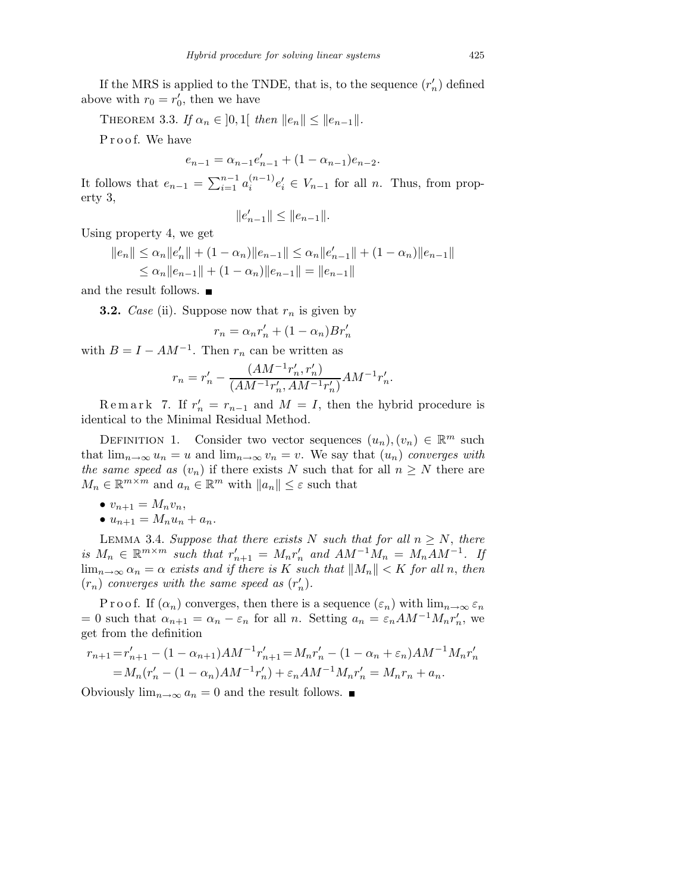If the MRS is applied to the TNDE, that is, to the sequence $(r'_n)$ defined above with $r_0 = r'_0$, then we have

THEOREM 3.3. *If $\alpha_n \in ]0,1[$ then $\|e_n\| \le \|e_{n-1}\|$.*

Proof. We have

$$e_{n-1} = \alpha_{n-1} e'_{n-1} + (1 - \alpha_{n-1}) e_{n-2}.$$

It follows that $e_{n-1} = \sum_{i=1}^{n-1} a_i^{(n-1)} e'_i \in V_{n-1}$ for all $n$. Thus, from property 3,

$$\|e'_{n-1}\| \le \|e_{n-1}\|.$$

Using property 4, we get

$$\begin{aligned}
\|e_n\| &\le \alpha_n \|e'_n\| + (1-\alpha_n)\|e_{n-1}\| \le \alpha_n \|e'_{n-1}\| + (1-\alpha_n)\|e_{n-1}\| \\
&\le \alpha_n \|e_{n-1}\| + (1-\alpha_n)\|e_{n-1}\| = \|e_{n-1}\|
\end{aligned}$$

and the result follows. ∎

**3.2.** *Case* (ii). Suppose now that $r_n$ is given by

$$r_n = \alpha_n r'_n + (1-\alpha_n) B r'_n$$

with $B = I - AM^{-1}$. Then $r_n$ can be written as

$$r_n = r'_n - \frac{(AM^{-1}r'_n, r'_n)}{(AM^{-1}r'_n, AM^{-1}r'_n)} AM^{-1} r'_n.$$

Remark 7. If $r'_n = r_{n-1}$ and $M = I$, then the hybrid procedure is identical to the Minimal Residual Method.

DEFINITION 1. Consider two vector sequences $(u_n), (v_n) \in \mathbb{R}^m$ such that $\lim_{n\to\infty} u_n = u$ and $\lim_{n\to\infty} v_n = v$. We say that $(u_n)$ *converges with the same speed as* $(v_n)$ if there exists $N$ such that for all $n \ge N$ there are $M_n \in \mathbb{R}^{m\times m}$ and $a_n \in \mathbb{R}^m$ with $\|a_n\| \le \varepsilon$ such that

- $v_{n+1} = M_n v_n$,
- $u_{n+1} = M_n u_n + a_n$.

LEMMA 3.4. *Suppose that there exists $N$ such that for all $n \ge N$, there is $M_n \in \mathbb{R}^{m\times m}$ such that $r'_{n+1} = M_n r'_n$ and $AM^{-1}M_n = M_n AM^{-1}$. If $\lim_{n\to\infty} \alpha_n = \alpha$ exists and if there is $K$ such that $\|M_n\| < K$ for all $n$, then $(r_n)$ converges with the same speed as $(r'_n)$.*

Proof. If $(\alpha_n)$ converges, then there is a sequence $(\varepsilon_n)$ with $\lim_{n\to\infty} \varepsilon_n = 0$ such that $\alpha_{n+1} = \alpha_n - \varepsilon_n$ for all $n$. Setting $a_n = \varepsilon_n AM^{-1} M_n r'_n$, we get from the definition

$$\begin{aligned}
r_{n+1} &= r'_{n+1} - (1-\alpha_{n+1}) AM^{-1} r'_{n+1} = M_n r'_n - (1 - \alpha_n + \varepsilon_n) AM^{-1} M_n r'_n \\
&= M_n (r'_n - (1-\alpha_n) AM^{-1} r'_n) + \varepsilon_n AM^{-1} M_n r'_n = M_n r_n + a_n.
\end{aligned}$$

Obviously $\lim_{n\to\infty} a_n = 0$ and the result follows. ∎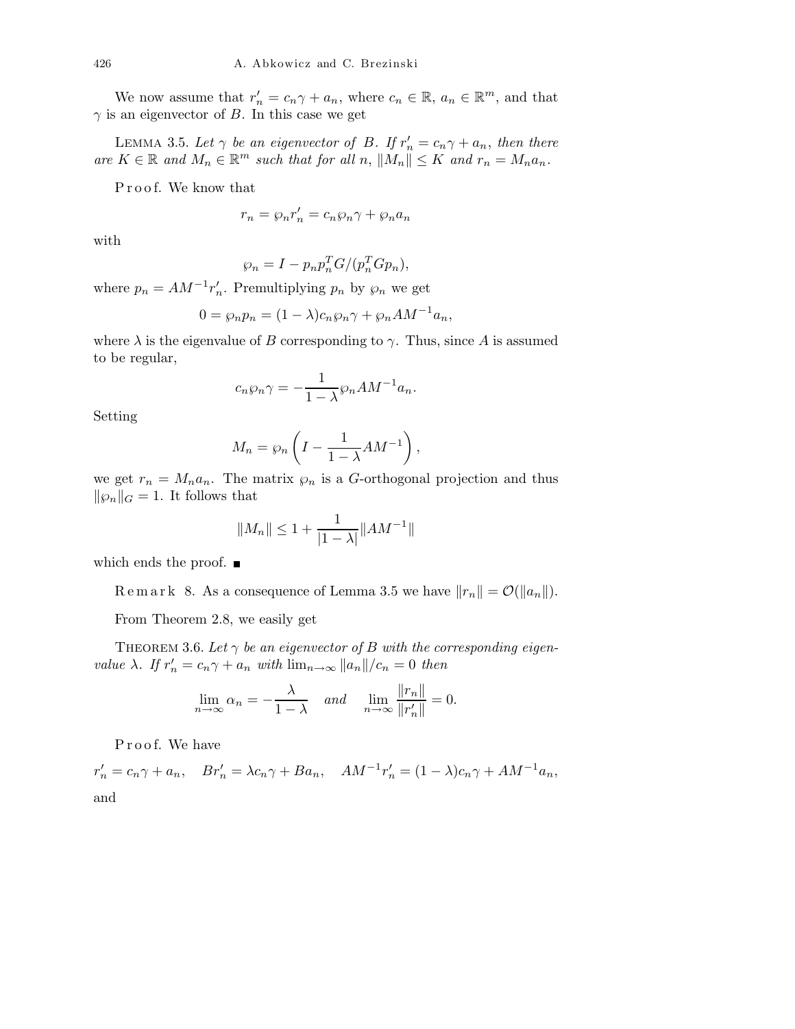We now assume that $r'_n = c_n\gamma + a_n$, where $c_n \in \mathbb{R}$, $a_n \in \mathbb{R}^m$, and that $\gamma$ is an eigenvector of $B$. In this case we get

LEMMA 3.5. *Let $\gamma$ be an eigenvector of $B$. If $r'_n = c_n\gamma + a_n$, then there are $K \in \mathbb{R}$ and $M_n \in \mathbb{R}^m$ such that for all $n$, $\|M_n\| \le K$ and $r_n = M_n a_n$.*

Proof. We know that

$$r_n = \wp_n r'_n = c_n \wp_n \gamma + \wp_n a_n$$

with

$$\wp_n = I - p_n p_n^T G/(p_n^T G p_n),$$

where $p_n = AM^{-1}r'_n$. Premultiplying $p_n$ by $\wp_n$ we get

$$0 = \wp_n p_n = (1-\lambda)c_n \wp_n \gamma + \wp_n AM^{-1}a_n,$$

where $\lambda$ is the eigenvalue of $B$ corresponding to $\gamma$. Thus, since $A$ is assumed to be regular,

$$c_n \wp_n \gamma = -\frac{1}{1-\lambda}\wp_n AM^{-1}a_n.$$

Setting

$$M_n = \wp_n\left(I - \frac{1}{1-\lambda}AM^{-1}\right),$$

we get $r_n = M_n a_n$. The matrix $\wp_n$ is a $G$-orthogonal projection and thus $\|\wp_n\|_G = 1$. It follows that

$$\|M_n\| \le 1 + \frac{1}{|1-\lambda|}\|AM^{-1}\|$$

which ends the proof. ■

Remark 8. As a consequence of Lemma 3.5 we have $\|r_n\| = \mathcal{O}(\|a_n\|)$.

From Theorem 2.8, we easily get

THEOREM 3.6. *Let $\gamma$ be an eigenvector of $B$ with the corresponding eigenvalue $\lambda$. If $r'_n = c_n\gamma + a_n$ with $\lim_{n\to\infty}\|a_n\|/c_n = 0$ then*

$$\lim_{n\to\infty}\alpha_n = -\frac{\lambda}{1-\lambda} \quad \textit{and} \quad \lim_{n\to\infty}\frac{\|r_n\|}{\|r'_n\|} = 0.$$

Proof. We have

$$r'_n = c_n\gamma + a_n, \quad Br'_n = \lambda c_n\gamma + Ba_n, \quad AM^{-1}r'_n = (1-\lambda)c_n\gamma + AM^{-1}a_n,$$

and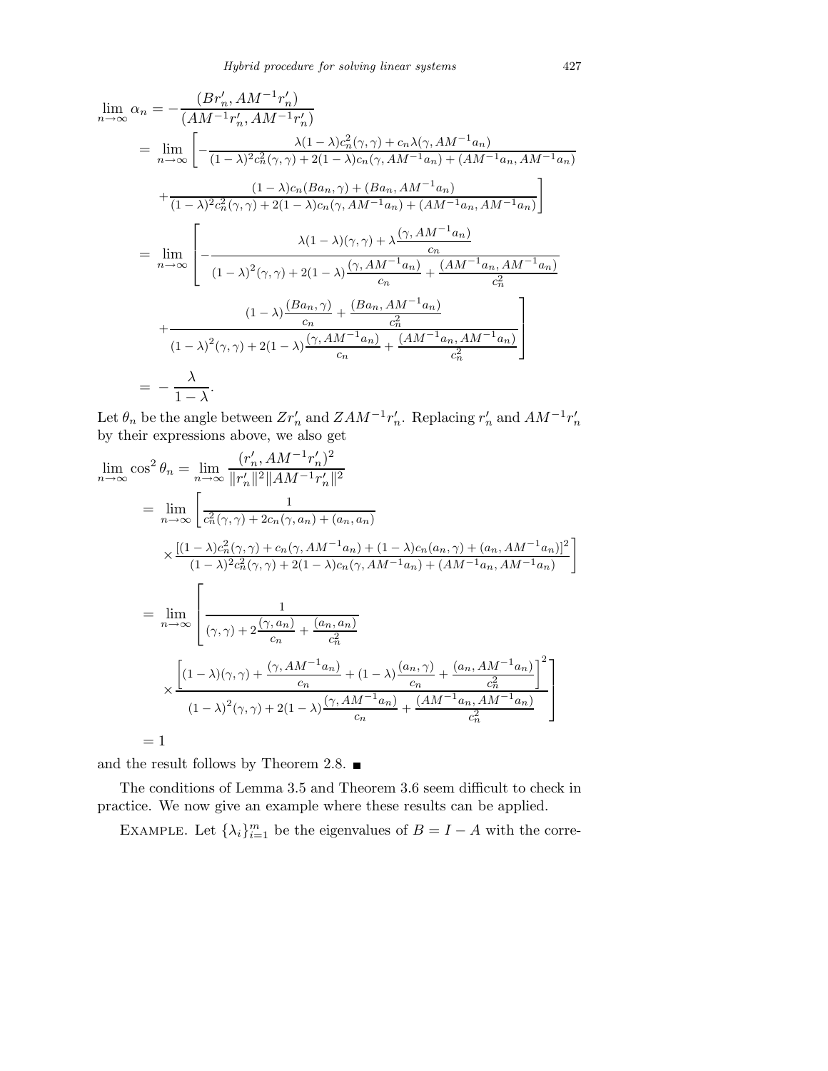$$
\begin{aligned}
\lim_{n\to\infty} \alpha_n &= -\frac{(Br'_n, AM^{-1}r'_n)}{(AM^{-1}r'_n, AM^{-1}r'_n)} \\
&= \lim_{n\to\infty} \left[ -\frac{\lambda(1-\lambda)c_n^2(\gamma,\gamma) + c_n\lambda(\gamma, AM^{-1}a_n)}{(1-\lambda)^2c_n^2(\gamma,\gamma) + 2(1-\lambda)c_n(\gamma, AM^{-1}a_n) + (AM^{-1}a_n, AM^{-1}a_n)} \right. \\
&\qquad \left. + \frac{(1-\lambda)c_n(Ba_n,\gamma) + (Ba_n, AM^{-1}a_n)}{(1-\lambda)^2c_n^2(\gamma,\gamma) + 2(1-\lambda)c_n(\gamma, AM^{-1}a_n) + (AM^{-1}a_n, AM^{-1}a_n)} \right] \\
&= \lim_{n\to\infty} \left[ -\frac{\lambda(1-\lambda)(\gamma,\gamma) + \lambda\dfrac{(\gamma, AM^{-1}a_n)}{c_n}}{(1-\lambda)^2(\gamma,\gamma) + 2(1-\lambda)\dfrac{(\gamma, AM^{-1}a_n)}{c_n} + \dfrac{(AM^{-1}a_n, AM^{-1}a_n)}{c_n^2}} \right. \\
&\qquad \left. + \frac{(1-\lambda)\dfrac{(Ba_n,\gamma)}{c_n} + \dfrac{(Ba_n, AM^{-1}a_n)}{c_n^2}}{(1-\lambda)^2(\gamma,\gamma) + 2(1-\lambda)\dfrac{(\gamma, AM^{-1}a_n)}{c_n} + \dfrac{(AM^{-1}a_n, AM^{-1}a_n)}{c_n^2}} \right] \\
&= -\frac{\lambda}{1-\lambda}.
\end{aligned}
$$

Let $\theta_n$ be the angle between $Zr'_n$ and $ZAM^{-1}r'_n$. Replacing $r'_n$ and $AM^{-1}r'_n$ by their expressions above, we also get

$$
\begin{aligned}
\lim_{n\to\infty} \cos^2\theta_n &= \lim_{n\to\infty} \frac{(r'_n, AM^{-1}r'_n)^2}{\|r'_n\|^2\|AM^{-1}r'_n\|^2} \\
&= \lim_{n\to\infty} \left[ \frac{1}{c_n^2(\gamma,\gamma) + 2c_n(\gamma,a_n) + (a_n,a_n)} \right. \\
&\qquad \left. \times \frac{[(1-\lambda)c_n^2(\gamma,\gamma) + c_n(\gamma, AM^{-1}a_n) + (1-\lambda)c_n(a_n,\gamma) + (a_n, AM^{-1}a_n)]^2}{(1-\lambda)^2c_n^2(\gamma,\gamma) + 2(1-\lambda)c_n(\gamma, AM^{-1}a_n) + (AM^{-1}a_n, AM^{-1}a_n)} \right] \\
&= \lim_{n\to\infty} \left[ \frac{1}{(\gamma,\gamma) + 2\dfrac{(\gamma,a_n)}{c_n} + \dfrac{(a_n,a_n)}{c_n^2}} \right. \\
&\qquad \left. \times \frac{\left[(1-\lambda)(\gamma,\gamma) + \dfrac{(\gamma, AM^{-1}a_n)}{c_n} + (1-\lambda)\dfrac{(a_n,\gamma)}{c_n} + \dfrac{(a_n, AM^{-1}a_n)}{c_n^2}\right]^2}{(1-\lambda)^2(\gamma,\gamma) + 2(1-\lambda)\dfrac{(\gamma, AM^{-1}a_n)}{c_n} + \dfrac{(AM^{-1}a_n, AM^{-1}a_n)}{c_n^2}} \right] \\
&= 1
\end{aligned}
$$

and the result follows by Theorem 2.8. ∎

The conditions of Lemma 3.5 and Theorem 3.6 seem difficult to check in practice. We now give an example where these results can be applied.

EXAMPLE. Let $\{\lambda_i\}_{i=1}^m$ be the eigenvalues of $B = I - A$ with the corre-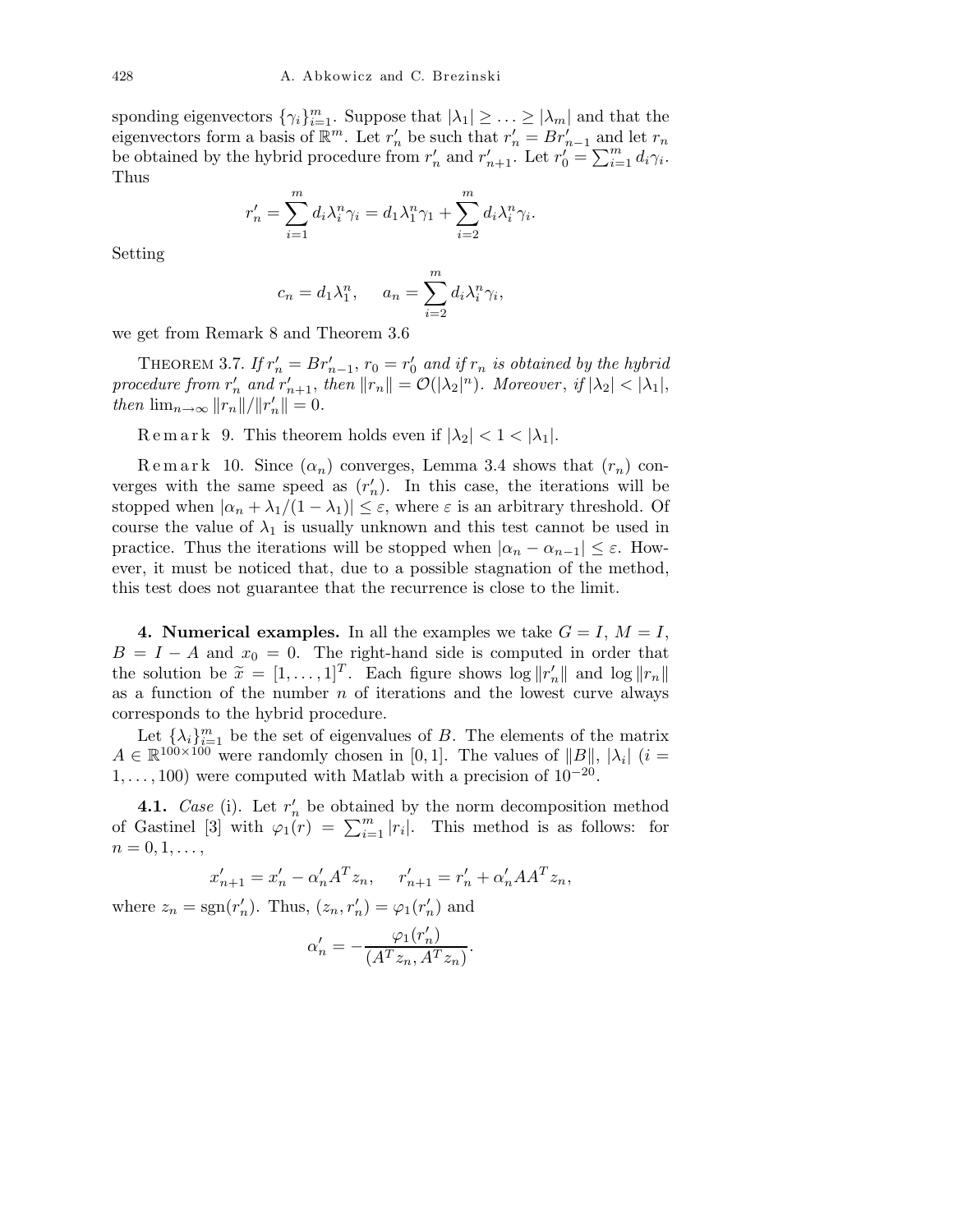sponding eigenvectors $\{\gamma_i\}_{i=1}^m$. Suppose that $|\lambda_1| \geq \ldots \geq |\lambda_m|$ and that the eigenvectors form a basis of $\mathbb{R}^m$. Let $r'_n$ be such that $r'_n = Br'_{n-1}$ and let $r_n$ be obtained by the hybrid procedure from $r'_n$ and $r'_{n+1}$. Let $r'_0 = \sum_{i=1}^m d_i \gamma_i$. Thus

$$r'_n = \sum_{i=1}^m d_i \lambda_i^n \gamma_i = d_1 \lambda_1^n \gamma_1 + \sum_{i=2}^m d_i \lambda_i^n \gamma_i.$$

Setting

$$c_n = d_1 \lambda_1^n, \qquad a_n = \sum_{i=2}^m d_i \lambda_i^n \gamma_i,$$

we get from Remark 8 and Theorem 3.6

THEOREM 3.7. *If $r'_n = Br'_{n-1}$, $r_0 = r'_0$ and if $r_n$ is obtained by the hybrid procedure from $r'_n$ and $r'_{n+1}$, then $\|r_n\| = \mathcal{O}(|\lambda_2|^n)$. Moreover, if $|\lambda_2| < |\lambda_1|$, then $\lim_{n\to\infty} \|r_n\|/\|r'_n\| = 0$.*

Remark 9. This theorem holds even if $|\lambda_2| < 1 < |\lambda_1|$.

Remark 10. Since $(\alpha_n)$ converges, Lemma 3.4 shows that $(r_n)$ converges with the same speed as $(r'_n)$. In this case, the iterations will be stopped when $|\alpha_n + \lambda_1/(1-\lambda_1)| \leq \varepsilon$, where $\varepsilon$ is an arbitrary threshold. Of course the value of $\lambda_1$ is usually unknown and this test cannot be used in practice. Thus the iterations will be stopped when $|\alpha_n - \alpha_{n-1}| \leq \varepsilon$. However, it must be noticed that, due to a possible stagnation of the method, this test does not guarantee that the recurrence is close to the limit.

## 4. Numerical examples.

In all the examples we take $G = I$, $M = I$, $B = I - A$ and $x_0 = 0$. The right-hand side is computed in order that the solution be $\widetilde{x} = [1, \ldots, 1]^T$. Each figure shows $\log \|r'_n\|$ and $\log \|r_n\|$ as a function of the number $n$ of iterations and the lowest curve always corresponds to the hybrid procedure.

Let $\{\lambda_i\}_{i=1}^m$ be the set of eigenvalues of $B$. The elements of the matrix $A \in \mathbb{R}^{100\times 100}$ were randomly chosen in $[0,1]$. The values of $\|B\|$, $|\lambda_i|$ ($i = 1, \ldots, 100$) were computed with Matlab with a precision of $10^{-20}$.

**4.1.** *Case* (i). Let $r'_n$ be obtained by the norm decomposition method of Gastinel [3] with $\varphi_1(r) = \sum_{i=1}^m |r_i|$. This method is as follows: for $n = 0, 1, \ldots,$

$$x'_{n+1} = x'_n - \alpha'_n A^T z_n, \qquad r'_{n+1} = r'_n + \alpha'_n A A^T z_n,$$

where $z_n = \operatorname{sgn}(r'_n)$. Thus, $(z_n, r'_n) = \varphi_1(r'_n)$ and

$$\alpha'_n = -\frac{\varphi_1(r'_n)}{(A^T z_n, A^T z_n)}.$$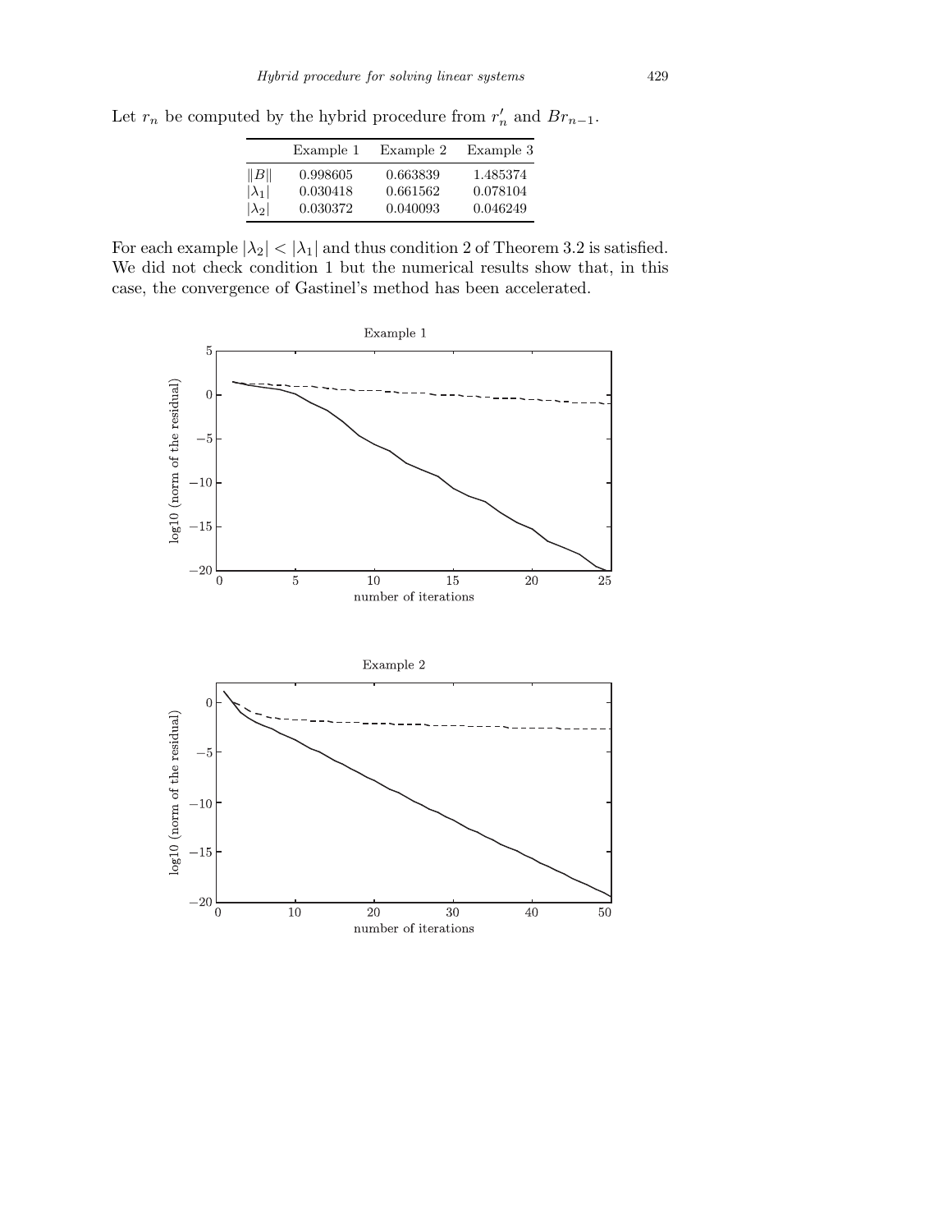Let $r_n$ be computed by the hybrid procedure from $r'_n$ and $Br_{n-1}$.

| | Example 1 | Example 2 | Example 3 |
|---|---|---|---|
| $\|B\|$ | 0.998605 | 0.663839 | 1.485374 |
| $\|\lambda_1\|$ | 0.030418 | 0.661562 | 0.078104 |
| $\|\lambda_2\|$ | 0.030372 | 0.040093 | 0.046249 |

For each example $|\lambda_2| < |\lambda_1|$ and thus condition 2 of Theorem 3.2 is satisfied. We did not check condition 1 but the numerical results show that, in this case, the convergence of Gastinel's method has been accelerated.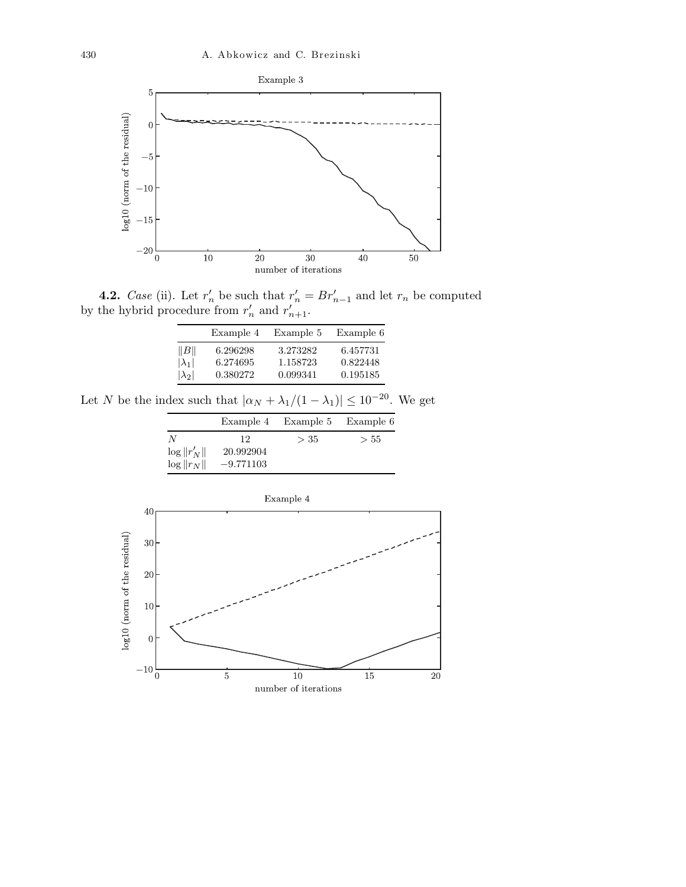**4.2.** *Case* (ii). Let $r'_n$ be such that $r'_n = Br'_{n-1}$ and let $r_n$ be computed by the hybrid procedure from $r'_n$ and $r'_{n+1}$.

| | Example 4 | Example 5 | Example 6 |
|---|---|---|---|
| $\|B\|$ | 6.296298 | 3.273282 | 6.457731 |
| $\|\lambda_1\|$ | 6.274695 | 1.158723 | 0.822448 |
| $\|\lambda_2\|$ | 0.380272 | 0.099341 | 0.195185 |

Let $N$ be the index such that $|\alpha_N + \lambda_1/(1-\lambda_1)| \le 10^{-20}$. We get

| | Example 4 | Example 5 | Example 6 |
|---|---|---|---|
| $N$ | 12 | $> 35$ | $> 55$ |
| $\log \|r'_N\|$ | 20.992904 | | |
| $\log \|r_N\|$ | $-9.771103$ | | |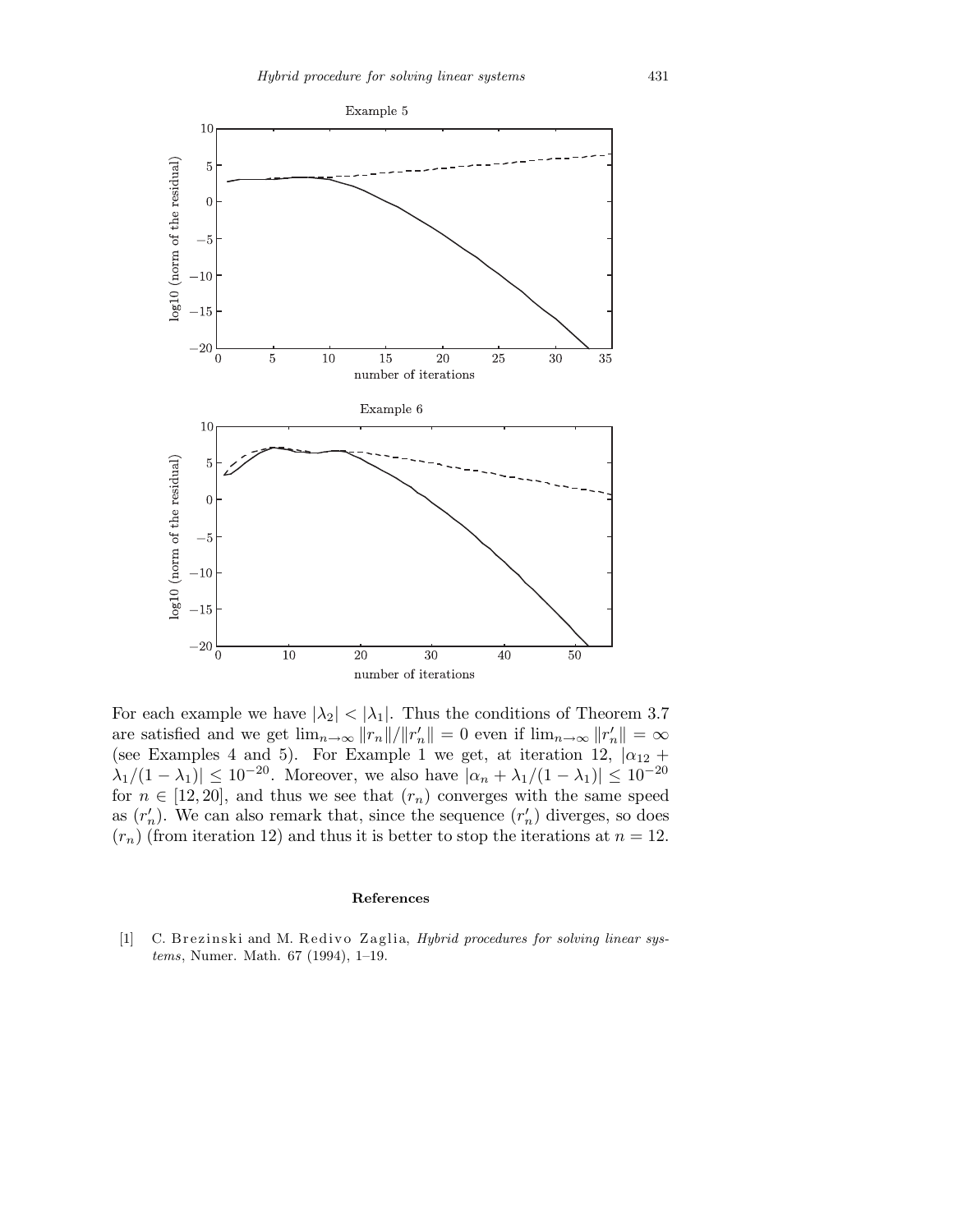For each example we have $|\lambda_2| < |\lambda_1|$. Thus the conditions of Theorem 3.7 are satisfied and we get $\lim_{n\to\infty} \|r_n\|/\|r'_n\| = 0$ even if $\lim_{n\to\infty} \|r'_n\| = \infty$ (see Examples 4 and 5). For Example 1 we get, at iteration 12, $|\alpha_{12} + \lambda_1/(1-\lambda_1)| \le 10^{-20}$. Moreover, we also have $|\alpha_n + \lambda_1/(1-\lambda_1)| \le 10^{-20}$ for $n \in [12, 20]$, and thus we see that $(r_n)$ converges with the same speed as $(r'_n)$. We can also remark that, since the sequence $(r'_n)$ diverges, so does $(r_n)$ (from iteration 12) and thus it is better to stop the iterations at $n = 12$.

### References

[1] C. Brezinski and M. Redivo Zaglia, *Hybrid procedures for solving linear systems*, Numer. Math. 67 (1994), 1–19.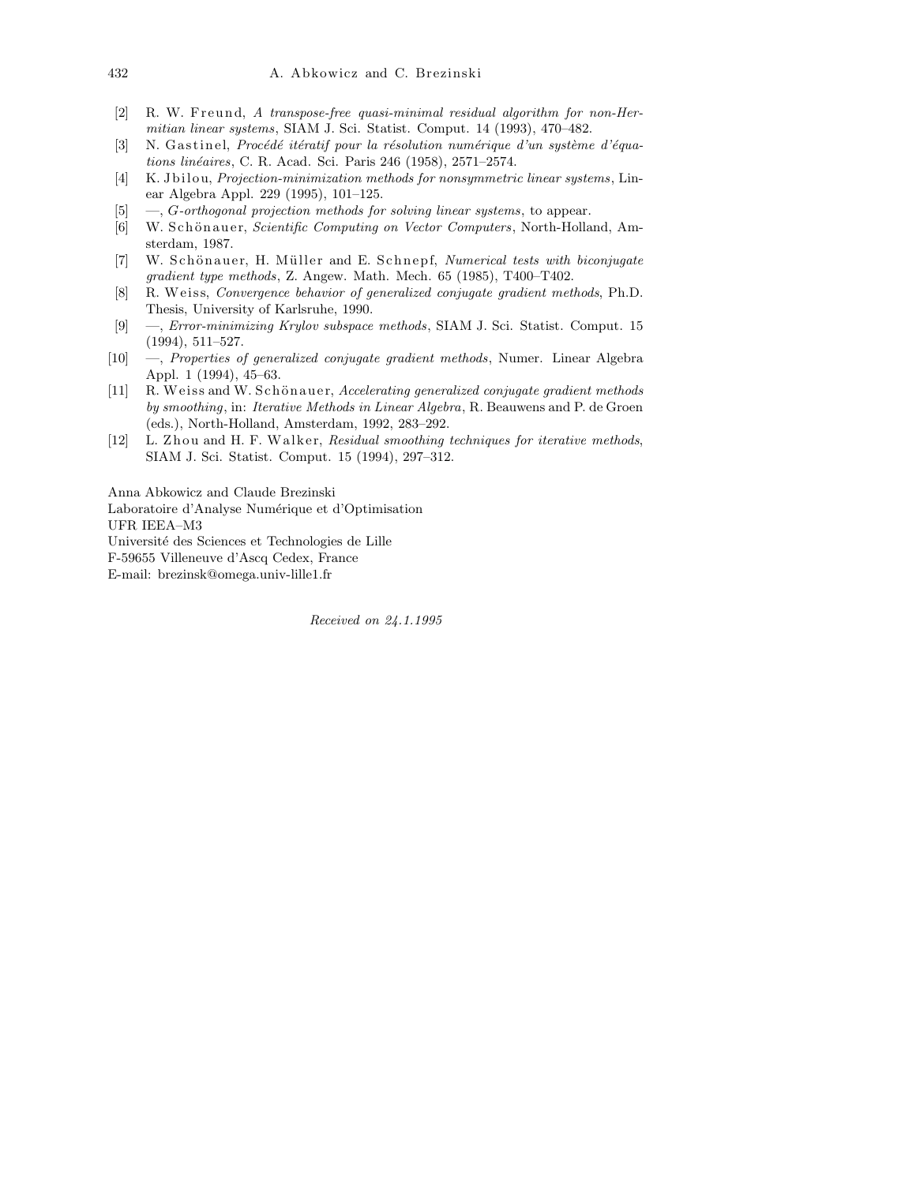[2] R. W. Freund, *A transpose-free quasi-minimal residual algorithm for non-Hermitian linear systems*, SIAM J. Sci. Statist. Comput. 14 (1993), 470–482.

[3] N. Gastinel, *Procédé itératif pour la résolution numérique d'un système d'équations linéaires*, C. R. Acad. Sci. Paris 246 (1958), 2571–2574.

[4] K. Jbilou, *Projection-minimization methods for nonsymmetric linear systems*, Linear Algebra Appl. 229 (1995), 101–125.

[5] —, *G-orthogonal projection methods for solving linear systems*, to appear.

[6] W. Schönauer, *Scientific Computing on Vector Computers*, North-Holland, Amsterdam, 1987.

[7] W. Schönauer, H. Müller and E. Schnepf, *Numerical tests with biconjugate gradient type methods*, Z. Angew. Math. Mech. 65 (1985), T400–T402.

[8] R. Weiss, *Convergence behavior of generalized conjugate gradient methods*, Ph.D. Thesis, University of Karlsruhe, 1990.

[9] —, *Error-minimizing Krylov subspace methods*, SIAM J. Sci. Statist. Comput. 15 (1994), 511–527.

[10] —, *Properties of generalized conjugate gradient methods*, Numer. Linear Algebra Appl. 1 (1994), 45–63.

[11] R. Weiss and W. Schönauer, *Accelerating generalized conjugate gradient methods by smoothing*, in: *Iterative Methods in Linear Algebra*, R. Beauwens and P. de Groen (eds.), North-Holland, Amsterdam, 1992, 283–292.

[12] L. Zhou and H. F. Walker, *Residual smoothing techniques for iterative methods*, SIAM J. Sci. Statist. Comput. 15 (1994), 297–312.

Anna Abkowicz and Claude Brezinski
Laboratoire d'Analyse Numérique et d'Optimisation
UFR IEEA–M3
Université des Sciences et Technologies de Lille
F-59655 Villeneuve d'Ascq Cedex, France
E-mail: brezinsk@omega.univ-lille1.fr

*Received on 24.1.1995*